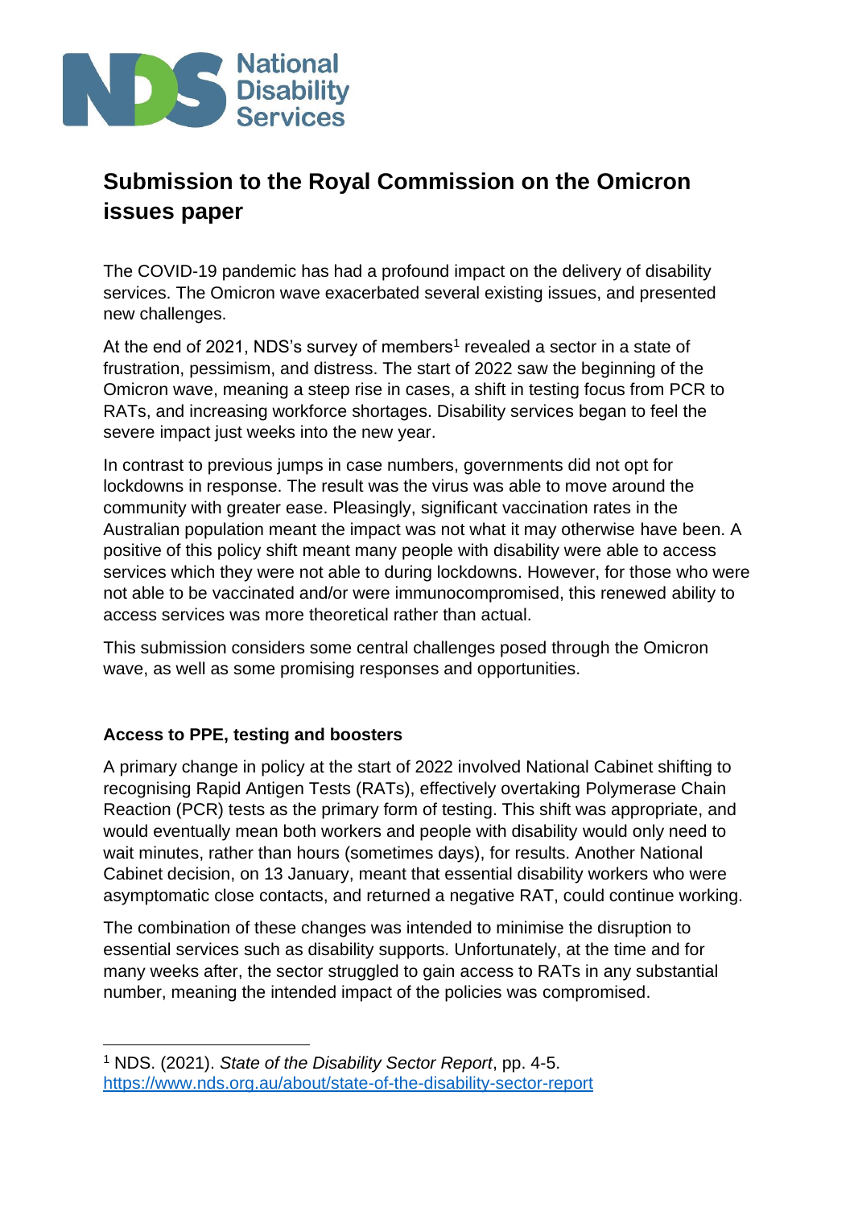National Disability Services

# Submission to the Royal Commission on the Omicron issues paper

The COVID-19 pandemic has had a profound impact on the delivery of disability services. The Omicron wave exacerbated several existing issues, and presented new challenges.

At the end of 2021, NDS's survey of members[1] revealed a sector in a state of frustration, pessimism, and distress. The start of 2022 saw the beginning of the Omicron wave, meaning a steep rise in cases, a shift in testing focus from PCR to RATs, and increasing workforce shortages. Disability services began to feel the severe impact just weeks into the new year.

In contrast to previous jumps in case numbers, governments did not opt for lockdowns in response. The result was the virus was able to move around the community with greater ease. Pleasingly, significant vaccination rates in the Australian population meant the impact was not what it may otherwise have been. A positive of this policy shift meant many people with disability were able to access services which they were not able to during lockdowns. However, for those who were not able to be vaccinated and/or were immunocompromised, this renewed ability to access services was more theoretical rather than actual.

This submission considers some central challenges posed through the Omicron wave, as well as some promising responses and opportunities.

### Access to PPE, testing and boosters

A primary change in policy at the start of 2022 involved National Cabinet shifting to recognising Rapid Antigen Tests (RATs), effectively overtaking Polymerase Chain Reaction (PCR) tests as the primary form of testing. This shift was appropriate, and would eventually mean both workers and people with disability would only need to wait minutes, rather than hours (sometimes days), for results. Another National Cabinet decision, on 13 January, meant that essential disability workers who were asymptomatic close contacts, and returned a negative RAT, could continue working.

The combination of these changes was intended to minimise the disruption to essential services such as disability supports. Unfortunately, at the time and for many weeks after, the sector struggled to gain access to RATs in any substantial number, meaning the intended impact of the policies was compromised.

---

[1] NDS. (2021). *State of the Disability Sector Report*, pp. 4-5. https://www.nds.org.au/about/state-of-the-disability-sector-report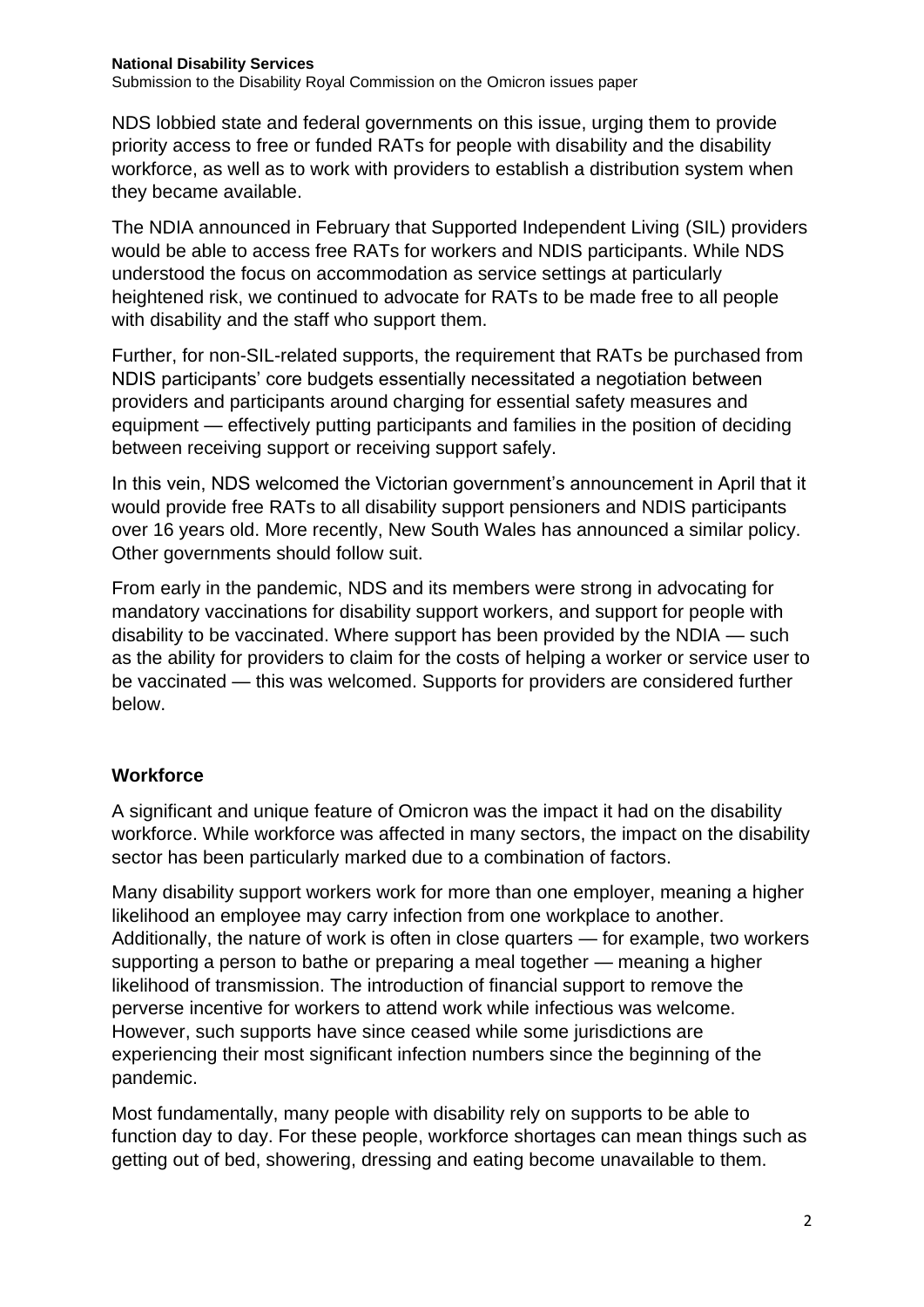NDS lobbied state and federal governments on this issue, urging them to provide priority access to free or funded RATs for people with disability and the disability workforce, as well as to work with providers to establish a distribution system when they became available.

The NDIA announced in February that Supported Independent Living (SIL) providers would be able to access free RATs for workers and NDIS participants. While NDS understood the focus on accommodation as service settings at particularly heightened risk, we continued to advocate for RATs to be made free to all people with disability and the staff who support them.

Further, for non-SIL-related supports, the requirement that RATs be purchased from NDIS participants' core budgets essentially necessitated a negotiation between providers and participants around charging for essential safety measures and equipment — effectively putting participants and families in the position of deciding between receiving support or receiving support safely.

In this vein, NDS welcomed the Victorian government's announcement in April that it would provide free RATs to all disability support pensioners and NDIS participants over 16 years old. More recently, New South Wales has announced a similar policy. Other governments should follow suit.

From early in the pandemic, NDS and its members were strong in advocating for mandatory vaccinations for disability support workers, and support for people with disability to be vaccinated. Where support has been provided by the NDIA — such as the ability for providers to claim for the costs of helping a worker or service user to be vaccinated — this was welcomed. Supports for providers are considered further below.

## Workforce

A significant and unique feature of Omicron was the impact it had on the disability workforce. While workforce was affected in many sectors, the impact on the disability sector has been particularly marked due to a combination of factors.

Many disability support workers work for more than one employer, meaning a higher likelihood an employee may carry infection from one workplace to another. Additionally, the nature of work is often in close quarters — for example, two workers supporting a person to bathe or preparing a meal together — meaning a higher likelihood of transmission. The introduction of financial support to remove the perverse incentive for workers to attend work while infectious was welcome. However, such supports have since ceased while some jurisdictions are experiencing their most significant infection numbers since the beginning of the pandemic.

Most fundamentally, many people with disability rely on supports to be able to function day to day. For these people, workforce shortages can mean things such as getting out of bed, showering, dressing and eating become unavailable to them.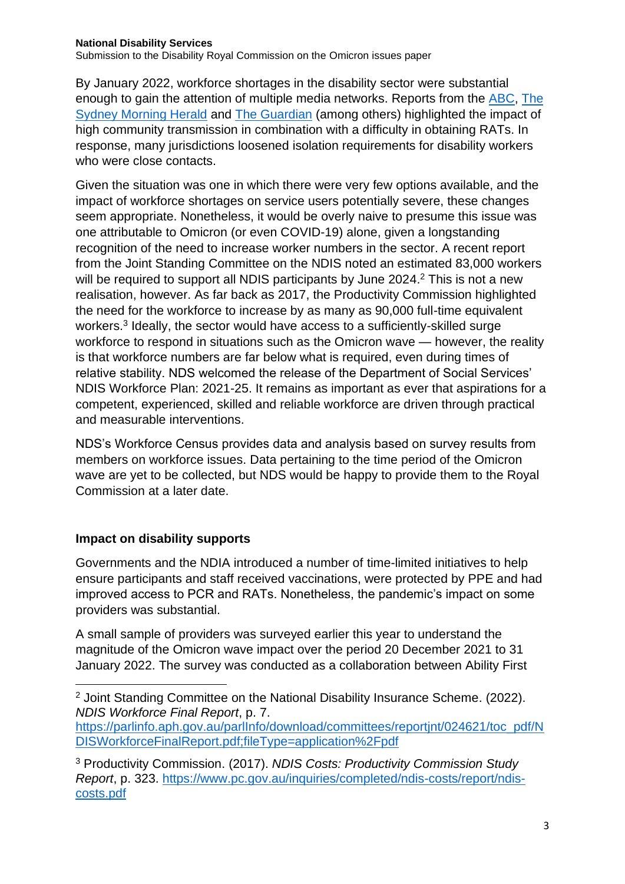By January 2022, workforce shortages in the disability sector were substantial enough to gain the attention of multiple media networks. Reports from the ABC, The Sydney Morning Herald and The Guardian (among others) highlighted the impact of high community transmission in combination with a difficulty in obtaining RATs. In response, many jurisdictions loosened isolation requirements for disability workers who were close contacts.

Given the situation was one in which there were very few options available, and the impact of workforce shortages on service users potentially severe, these changes seem appropriate. Nonetheless, it would be overly naive to presume this issue was one attributable to Omicron (or even COVID-19) alone, given a longstanding recognition of the need to increase worker numbers in the sector. A recent report from the Joint Standing Committee on the NDIS noted an estimated 83,000 workers will be required to support all NDIS participants by June 2024.[2] This is not a new realisation, however. As far back as 2017, the Productivity Commission highlighted the need for the workforce to increase by as many as 90,000 full-time equivalent workers.[3] Ideally, the sector would have access to a sufficiently-skilled surge workforce to respond in situations such as the Omicron wave — however, the reality is that workforce numbers are far below what is required, even during times of relative stability. NDS welcomed the release of the Department of Social Services' NDIS Workforce Plan: 2021-25. It remains as important as ever that aspirations for a competent, experienced, skilled and reliable workforce are driven through practical and measurable interventions.

NDS's Workforce Census provides data and analysis based on survey results from members on workforce issues. Data pertaining to the time period of the Omicron wave are yet to be collected, but NDS would be happy to provide them to the Royal Commission at a later date.

## Impact on disability supports

Governments and the NDIA introduced a number of time-limited initiatives to help ensure participants and staff received vaccinations, were protected by PPE and had improved access to PCR and RATs. Nonetheless, the pandemic's impact on some providers was substantial.

A small sample of providers was surveyed earlier this year to understand the magnitude of the Omicron wave impact over the period 20 December 2021 to 31 January 2022. The survey was conducted as a collaboration between Ability First

---

[2] Joint Standing Committee on the National Disability Insurance Scheme. (2022). *NDIS Workforce Final Report*, p. 7. https://parlinfo.aph.gov.au/parlInfo/download/committees/reportjnt/024621/toc_pdf/NDISWorkforceFinalReport.pdf;fileType=application%2Fpdf

[3] Productivity Commission. (2017). *NDIS Costs: Productivity Commission Study Report*, p. 323. https://www.pc.gov.au/inquiries/completed/ndis-costs/report/ndis-costs.pdf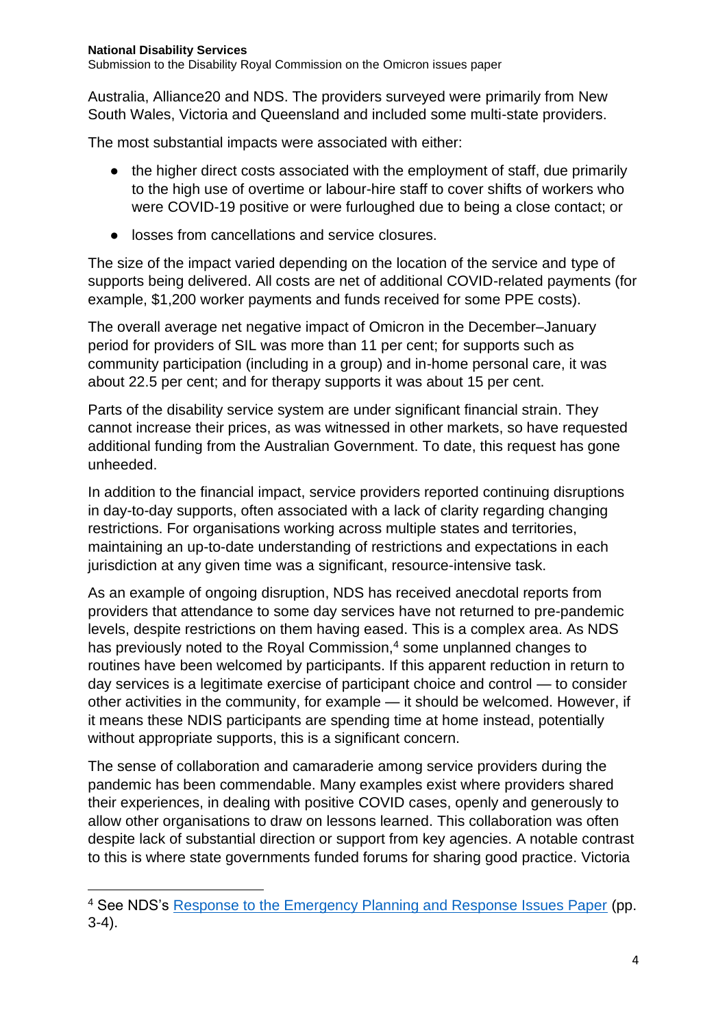Australia, Alliance20 and NDS. The providers surveyed were primarily from New South Wales, Victoria and Queensland and included some multi-state providers.

The most substantial impacts were associated with either:

- the higher direct costs associated with the employment of staff, due primarily to the high use of overtime or labour-hire staff to cover shifts of workers who were COVID-19 positive or were furloughed due to being a close contact; or
- losses from cancellations and service closures.

The size of the impact varied depending on the location of the service and type of supports being delivered. All costs are net of additional COVID-related payments (for example, $1,200 worker payments and funds received for some PPE costs).

The overall average net negative impact of Omicron in the December–January period for providers of SIL was more than 11 per cent; for supports such as community participation (including in a group) and in-home personal care, it was about 22.5 per cent; and for therapy supports it was about 15 per cent.

Parts of the disability service system are under significant financial strain. They cannot increase their prices, as was witnessed in other markets, so have requested additional funding from the Australian Government. To date, this request has gone unheeded.

In addition to the financial impact, service providers reported continuing disruptions in day-to-day supports, often associated with a lack of clarity regarding changing restrictions. For organisations working across multiple states and territories, maintaining an up-to-date understanding of restrictions and expectations in each jurisdiction at any given time was a significant, resource-intensive task.

As an example of ongoing disruption, NDS has received anecdotal reports from providers that attendance to some day services have not returned to pre-pandemic levels, despite restrictions on them having eased. This is a complex area. As NDS has previously noted to the Royal Commission,[4] some unplanned changes to routines have been welcomed by participants. If this apparent reduction in return to day services is a legitimate exercise of participant choice and control — to consider other activities in the community, for example — it should be welcomed. However, if it means these NDIS participants are spending time at home instead, potentially without appropriate supports, this is a significant concern.

The sense of collaboration and camaraderie among service providers during the pandemic has been commendable. Many examples exist where providers shared their experiences, in dealing with positive COVID cases, openly and generously to allow other organisations to draw on lessons learned. This collaboration was often despite lack of substantial direction or support from key agencies. A notable contrast to this is where state governments funded forums for sharing good practice. Victoria

---

[4] See NDS's Response to the Emergency Planning and Response Issues Paper (pp. 3-4).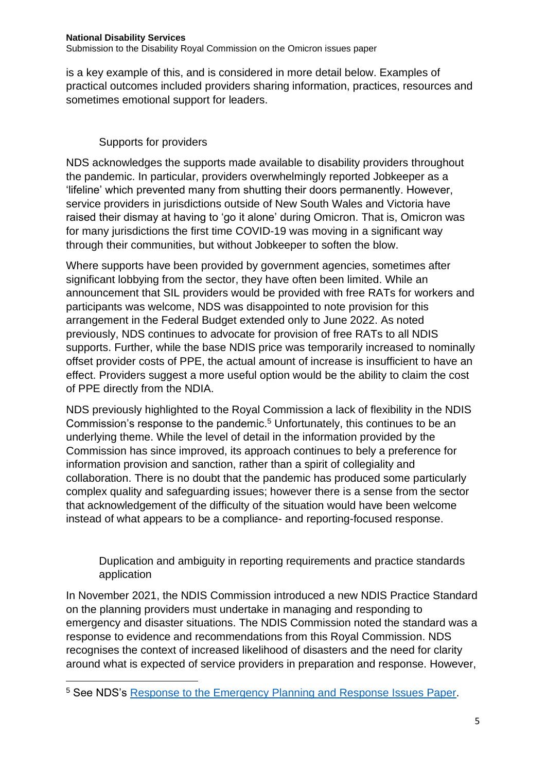is a key example of this, and is considered in more detail below. Examples of practical outcomes included providers sharing information, practices, resources and sometimes emotional support for leaders.

### Supports for providers

NDS acknowledges the supports made available to disability providers throughout the pandemic. In particular, providers overwhelmingly reported Jobkeeper as a 'lifeline' which prevented many from shutting their doors permanently. However, service providers in jurisdictions outside of New South Wales and Victoria have raised their dismay at having to 'go it alone' during Omicron. That is, Omicron was for many jurisdictions the first time COVID-19 was moving in a significant way through their communities, but without Jobkeeper to soften the blow.

Where supports have been provided by government agencies, sometimes after significant lobbying from the sector, they have often been limited. While an announcement that SIL providers would be provided with free RATs for workers and participants was welcome, NDS was disappointed to note provision for this arrangement in the Federal Budget extended only to June 2022. As noted previously, NDS continues to advocate for provision of free RATs to all NDIS supports. Further, while the base NDIS price was temporarily increased to nominally offset provider costs of PPE, the actual amount of increase is insufficient to have an effect. Providers suggest a more useful option would be the ability to claim the cost of PPE directly from the NDIA.

NDS previously highlighted to the Royal Commission a lack of flexibility in the NDIS Commission's response to the pandemic.[5] Unfortunately, this continues to be an underlying theme. While the level of detail in the information provided by the Commission has since improved, its approach continues to bely a preference for information provision and sanction, rather than a spirit of collegiality and collaboration. There is no doubt that the pandemic has produced some particularly complex quality and safeguarding issues; however there is a sense from the sector that acknowledgement of the difficulty of the situation would have been welcome instead of what appears to be a compliance- and reporting-focused response.

### Duplication and ambiguity in reporting requirements and practice standards application

In November 2021, the NDIS Commission introduced a new NDIS Practice Standard on the planning providers must undertake in managing and responding to emergency and disaster situations. The NDIS Commission noted the standard was a response to evidence and recommendations from this Royal Commission. NDS recognises the context of increased likelihood of disasters and the need for clarity around what is expected of service providers in preparation and response. However,

[5] See NDS's Response to the Emergency Planning and Response Issues Paper.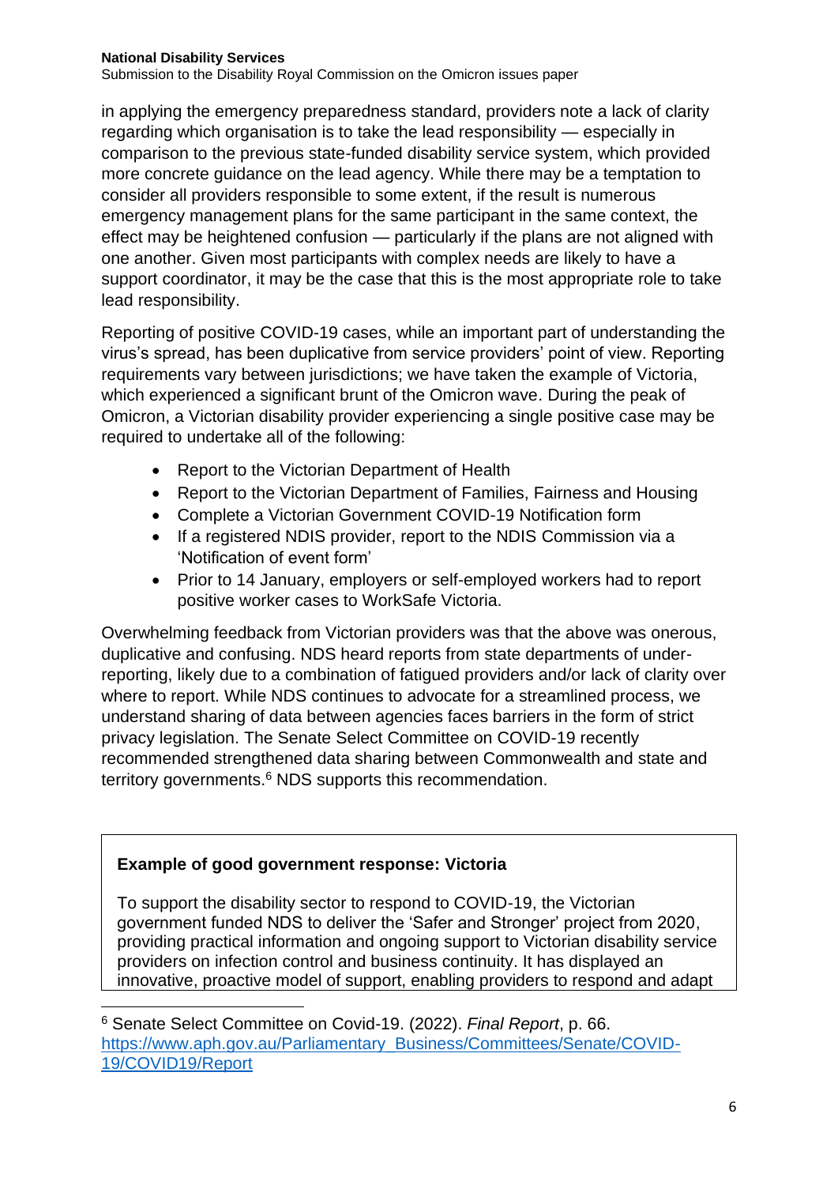in applying the emergency preparedness standard, providers note a lack of clarity regarding which organisation is to take the lead responsibility — especially in comparison to the previous state-funded disability service system, which provided more concrete guidance on the lead agency. While there may be a temptation to consider all providers responsible to some extent, if the result is numerous emergency management plans for the same participant in the same context, the effect may be heightened confusion — particularly if the plans are not aligned with one another. Given most participants with complex needs are likely to have a support coordinator, it may be the case that this is the most appropriate role to take lead responsibility.

Reporting of positive COVID-19 cases, while an important part of understanding the virus's spread, has been duplicative from service providers' point of view. Reporting requirements vary between jurisdictions; we have taken the example of Victoria, which experienced a significant brunt of the Omicron wave. During the peak of Omicron, a Victorian disability provider experiencing a single positive case may be required to undertake all of the following:

- Report to the Victorian Department of Health
- Report to the Victorian Department of Families, Fairness and Housing
- Complete a Victorian Government COVID-19 Notification form
- If a registered NDIS provider, report to the NDIS Commission via a 'Notification of event form'
- Prior to 14 January, employers or self-employed workers had to report positive worker cases to WorkSafe Victoria.

Overwhelming feedback from Victorian providers was that the above was onerous, duplicative and confusing. NDS heard reports from state departments of under-reporting, likely due to a combination of fatigued providers and/or lack of clarity over where to report. While NDS continues to advocate for a streamlined process, we understand sharing of data between agencies faces barriers in the form of strict privacy legislation. The Senate Select Committee on COVID-19 recently recommended strengthened data sharing between Commonwealth and state and territory governments.[6] NDS supports this recommendation.

**Example of good government response: Victoria**

To support the disability sector to respond to COVID-19, the Victorian government funded NDS to deliver the 'Safer and Stronger' project from 2020, providing practical information and ongoing support to Victorian disability service providers on infection control and business continuity. It has displayed an innovative, proactive model of support, enabling providers to respond and adapt

[6] Senate Select Committee on Covid-19. (2022). *Final Report*, p. 66. https://www.aph.gov.au/Parliamentary_Business/Committees/Senate/COVID-19/COVID19/Report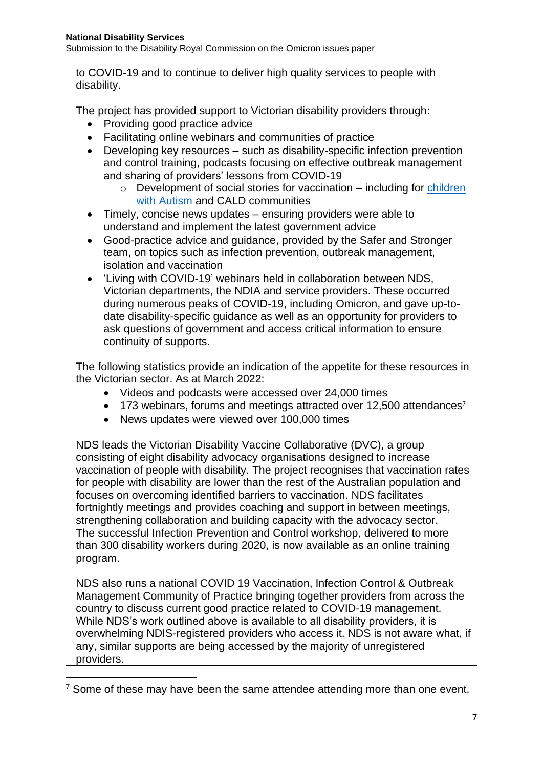to COVID-19 and to continue to deliver high quality services to people with disability.

The project has provided support to Victorian disability providers through:

- Providing good practice advice
- Facilitating online webinars and communities of practice
- Developing key resources – such as disability-specific infection prevention and control training, podcasts focusing on effective outbreak management and sharing of providers' lessons from COVID-19
  - Development of social stories for vaccination – including for children with Autism and CALD communities
- Timely, concise news updates – ensuring providers were able to understand and implement the latest government advice
- Good-practice advice and guidance, provided by the Safer and Stronger team, on topics such as infection prevention, outbreak management, isolation and vaccination
- 'Living with COVID-19' webinars held in collaboration between NDS, Victorian departments, the NDIA and service providers. These occurred during numerous peaks of COVID-19, including Omicron, and gave up-to-date disability-specific guidance as well as an opportunity for providers to ask questions of government and access critical information to ensure continuity of supports.

The following statistics provide an indication of the appetite for these resources in the Victorian sector. As at March 2022:

- Videos and podcasts were accessed over 24,000 times
- 173 webinars, forums and meetings attracted over 12,500 attendances[7]
- News updates were viewed over 100,000 times

NDS leads the Victorian Disability Vaccine Collaborative (DVC), a group consisting of eight disability advocacy organisations designed to increase vaccination of people with disability. The project recognises that vaccination rates for people with disability are lower than the rest of the Australian population and focuses on overcoming identified barriers to vaccination. NDS facilitates fortnightly meetings and provides coaching and support in between meetings, strengthening collaboration and building capacity with the advocacy sector. The successful Infection Prevention and Control workshop, delivered to more than 300 disability workers during 2020, is now available as an online training program.

NDS also runs a national COVID 19 Vaccination, Infection Control & Outbreak Management Community of Practice bringing together providers from across the country to discuss current good practice related to COVID-19 management. While NDS's work outlined above is available to all disability providers, it is overwhelming NDIS-registered providers who access it. NDS is not aware what, if any, similar supports are being accessed by the majority of unregistered providers.

---

[7] Some of these may have been the same attendee attending more than one event.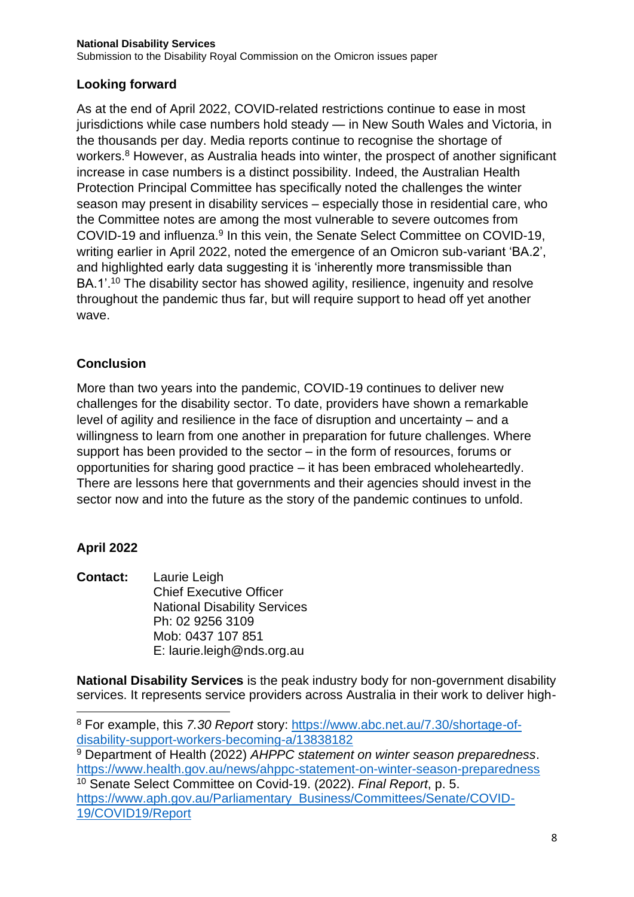## Looking forward

As at the end of April 2022, COVID-related restrictions continue to ease in most jurisdictions while case numbers hold steady — in New South Wales and Victoria, in the thousands per day. Media reports continue to recognise the shortage of workers.[8] However, as Australia heads into winter, the prospect of another significant increase in case numbers is a distinct possibility. Indeed, the Australian Health Protection Principal Committee has specifically noted the challenges the winter season may present in disability services – especially those in residential care, who the Committee notes are among the most vulnerable to severe outcomes from COVID-19 and influenza.[9] In this vein, the Senate Select Committee on COVID-19, writing earlier in April 2022, noted the emergence of an Omicron sub-variant 'BA.2', and highlighted early data suggesting it is 'inherently more transmissible than BA.1'.[10] The disability sector has showed agility, resilience, ingenuity and resolve throughout the pandemic thus far, but will require support to head off yet another wave.

## Conclusion

More than two years into the pandemic, COVID-19 continues to deliver new challenges for the disability sector. To date, providers have shown a remarkable level of agility and resilience in the face of disruption and uncertainty – and a willingness to learn from one another in preparation for future challenges. Where support has been provided to the sector – in the form of resources, forums or opportunities for sharing good practice – it has been embraced wholeheartedly. There are lessons here that governments and their agencies should invest in the sector now and into the future as the story of the pandemic continues to unfold.

**April 2022**

**Contact:** Laurie Leigh
Chief Executive Officer
National Disability Services
Ph: 02 9256 3109
Mob: 0437 107 851
E: laurie.leigh@nds.org.au

**National Disability Services** is the peak industry body for non-government disability services. It represents service providers across Australia in their work to deliver high-

---

[8] For example, this *7.30 Report* story: https://www.abc.net.au/7.30/shortage-of-disability-support-workers-becoming-a/13838182

[9] Department of Health (2022) *AHPPC statement on winter season preparedness*. https://www.health.gov.au/news/ahppc-statement-on-winter-season-preparedness

[10] Senate Select Committee on Covid-19. (2022). *Final Report*, p. 5. https://www.aph.gov.au/Parliamentary_Business/Committees/Senate/COVID-19/COVID19/Report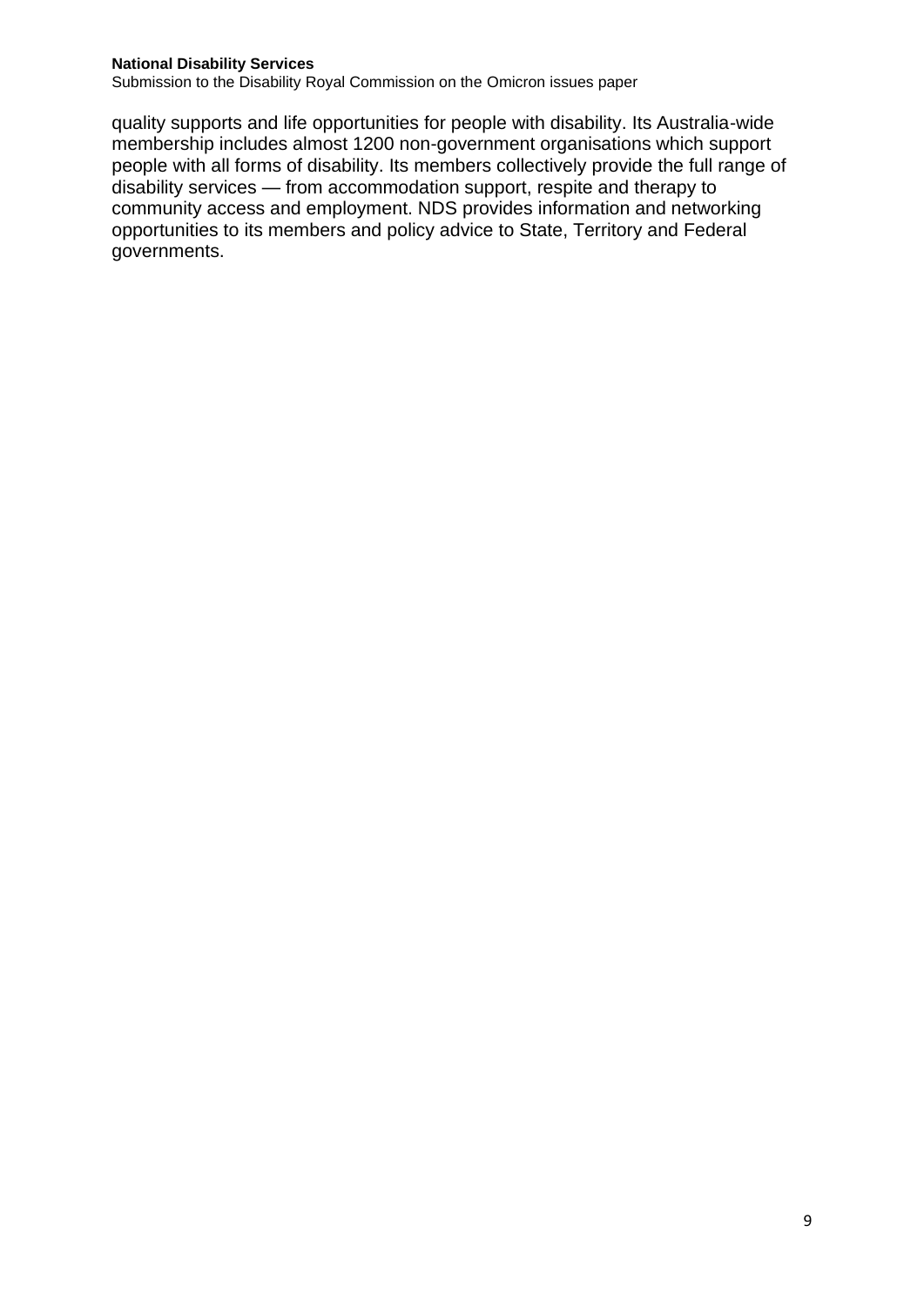quality supports and life opportunities for people with disability. Its Australia-wide membership includes almost 1200 non-government organisations which support people with all forms of disability. Its members collectively provide the full range of disability services — from accommodation support, respite and therapy to community access and employment. NDS provides information and networking opportunities to its members and policy advice to State, Territory and Federal governments.